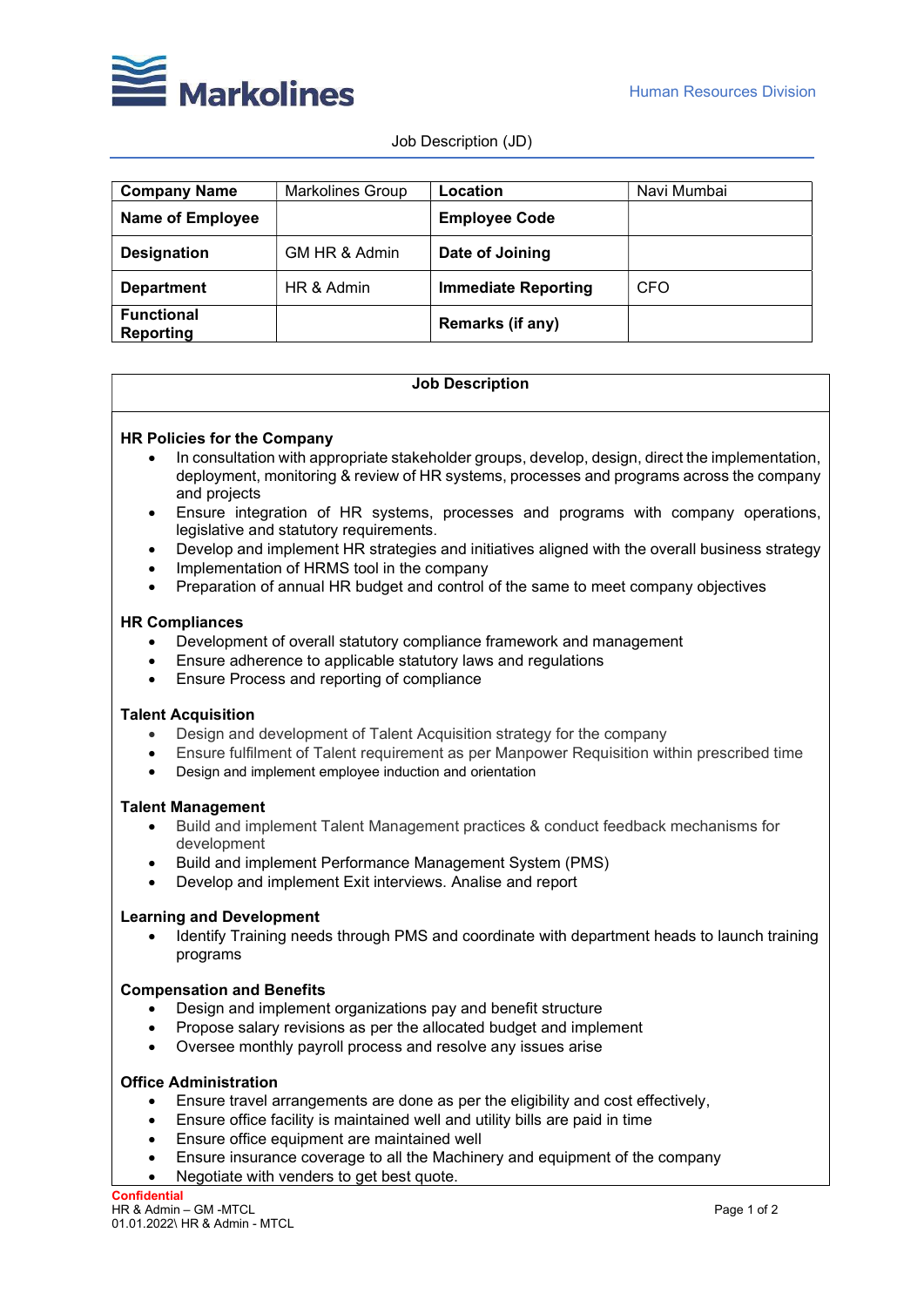Markolines

Human Resources Division

Job Description (JD)

| | | | |
|---|---|---|---|
| **Company Name** | Markolines Group | **Location** | Navi Mumbai |
| **Name of Employee** | | **Employee Code** | |
| **Designation** | GM HR & Admin | **Date of Joining** | |
| **Department** | HR & Admin | **Immediate Reporting** | CFO |
| **Functional Reporting** | | **Remarks (if any)** | |

## Job Description

**HR Policies for the Company**

- In consultation with appropriate stakeholder groups, develop, design, direct the implementation, deployment, monitoring & review of HR systems, processes and programs across the company and projects
- Ensure integration of HR systems, processes and programs with company operations, legislative and statutory requirements.
- Develop and implement HR strategies and initiatives aligned with the overall business strategy
- Implementation of HRMS tool in the company
- Preparation of annual HR budget and control of the same to meet company objectives

**HR Compliances**

- Development of overall statutory compliance framework and management
- Ensure adherence to applicable statutory laws and regulations
- Ensure Process and reporting of compliance

**Talent Acquisition**

- Design and development of Talent Acquisition strategy for the company
- Ensure fulfilment of Talent requirement as per Manpower Requisition within prescribed time
- Design and implement employee induction and orientation

**Talent Management**

- Build and implement Talent Management practices & conduct feedback mechanisms for development
- Build and implement Performance Management System (PMS)
- Develop and implement Exit interviews. Analise and report

**Learning and Development**

- Identify Training needs through PMS and coordinate with department heads to launch training programs

**Compensation and Benefits**

- Design and implement organizations pay and benefit structure
- Propose salary revisions as per the allocated budget and implement
- Oversee monthly payroll process and resolve any issues arise

**Office Administration**

- Ensure travel arrangements are done as per the eligibility and cost effectively,
- Ensure office facility is maintained well and utility bills are paid in time
- Ensure office equipment are maintained well
- Ensure insurance coverage to all the Machinery and equipment of the company
- Negotiate with venders to get best quote.

Confidential
HR & Admin – GM -MTCL
01.01.2022\ HR & Admin - MTCL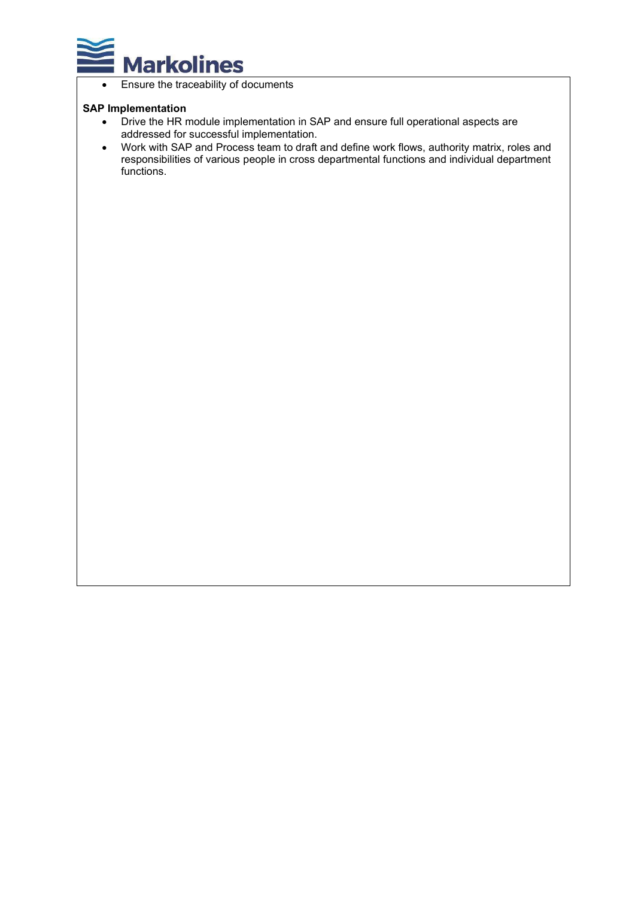- Ensure the traceability of documents

**SAP Implementation**

- Drive the HR module implementation in SAP and ensure full operational aspects are addressed for successful implementation.
- Work with SAP and Process team to draft and define work flows, authority matrix, roles and responsibilities of various people in cross departmental functions and individual department functions.